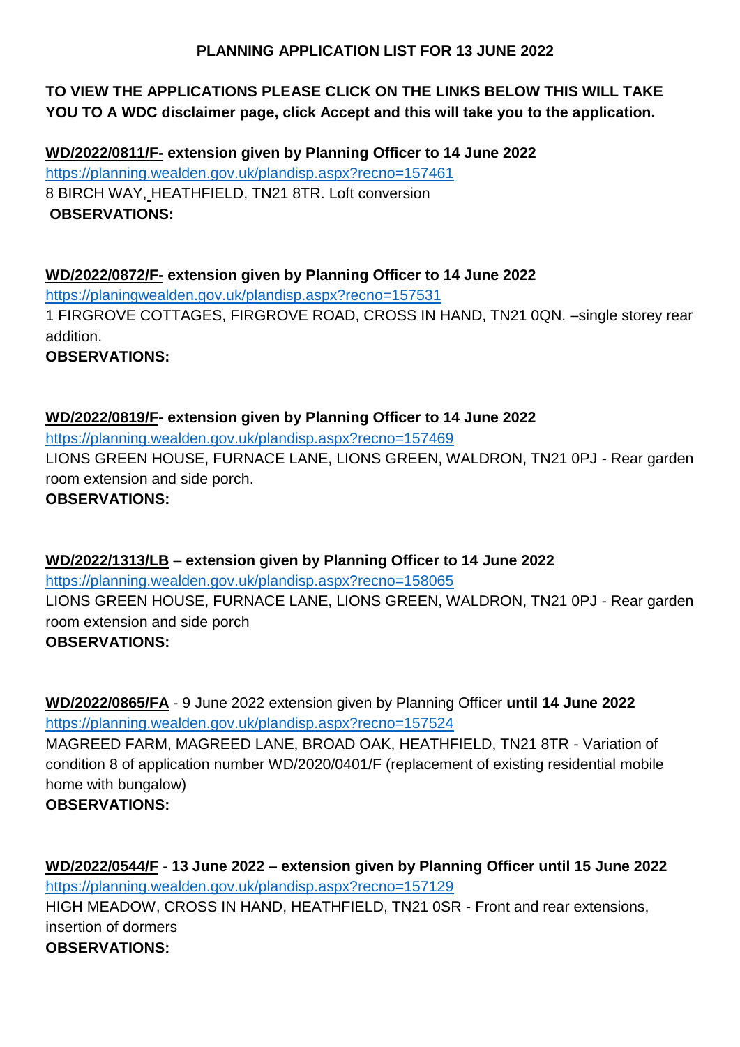**PLANNING APPLICATION LIST FOR 13 JUNE 2022**

**TO VIEW THE APPLICATIONS PLEASE CLICK ON THE LINKS BELOW THIS WILL TAKE YOU TO A WDC disclaimer page, click Accept and this will take you to the application.**

**WD/2022/0811/F- extension given by Planning Officer to 14 June 2022**
https://planning.wealden.gov.uk/plandisp.aspx?recno=157461
8 BIRCH WAY, HEATHFIELD, TN21 8TR. Loft conversion
**OBSERVATIONS:**

**WD/2022/0872/F- extension given by Planning Officer to 14 June 2022**
https://planingwealden.gov.uk/plandisp.aspx?recno=157531
1 FIRGROVE COTTAGES, FIRGROVE ROAD, CROSS IN HAND, TN21 0QN. –single storey rear addition.
**OBSERVATIONS:**

**WD/2022/0819/F- extension given by Planning Officer to 14 June 2022**
https://planning.wealden.gov.uk/plandisp.aspx?recno=157469
LIONS GREEN HOUSE, FURNACE LANE, LIONS GREEN, WALDRON, TN21 0PJ - Rear garden room extension and side porch.
**OBSERVATIONS:**

**WD/2022/1313/LB – extension given by Planning Officer to 14 June 2022**
https://planning.wealden.gov.uk/plandisp.aspx?recno=158065
LIONS GREEN HOUSE, FURNACE LANE, LIONS GREEN, WALDRON, TN21 0PJ - Rear garden room extension and side porch
**OBSERVATIONS:**

**WD/2022/0865/FA** - 9 June 2022 extension given by Planning Officer **until 14 June 2022**
https://planning.wealden.gov.uk/plandisp.aspx?recno=157524
MAGREED FARM, MAGREED LANE, BROAD OAK, HEATHFIELD, TN21 8TR - Variation of condition 8 of application number WD/2020/0401/F (replacement of existing residential mobile home with bungalow)
**OBSERVATIONS:**

**WD/2022/0544/F** - **13 June 2022 – extension given by Planning Officer until 15 June 2022**
https://planning.wealden.gov.uk/plandisp.aspx?recno=157129
HIGH MEADOW, CROSS IN HAND, HEATHFIELD, TN21 0SR - Front and rear extensions, insertion of dormers
**OBSERVATIONS:**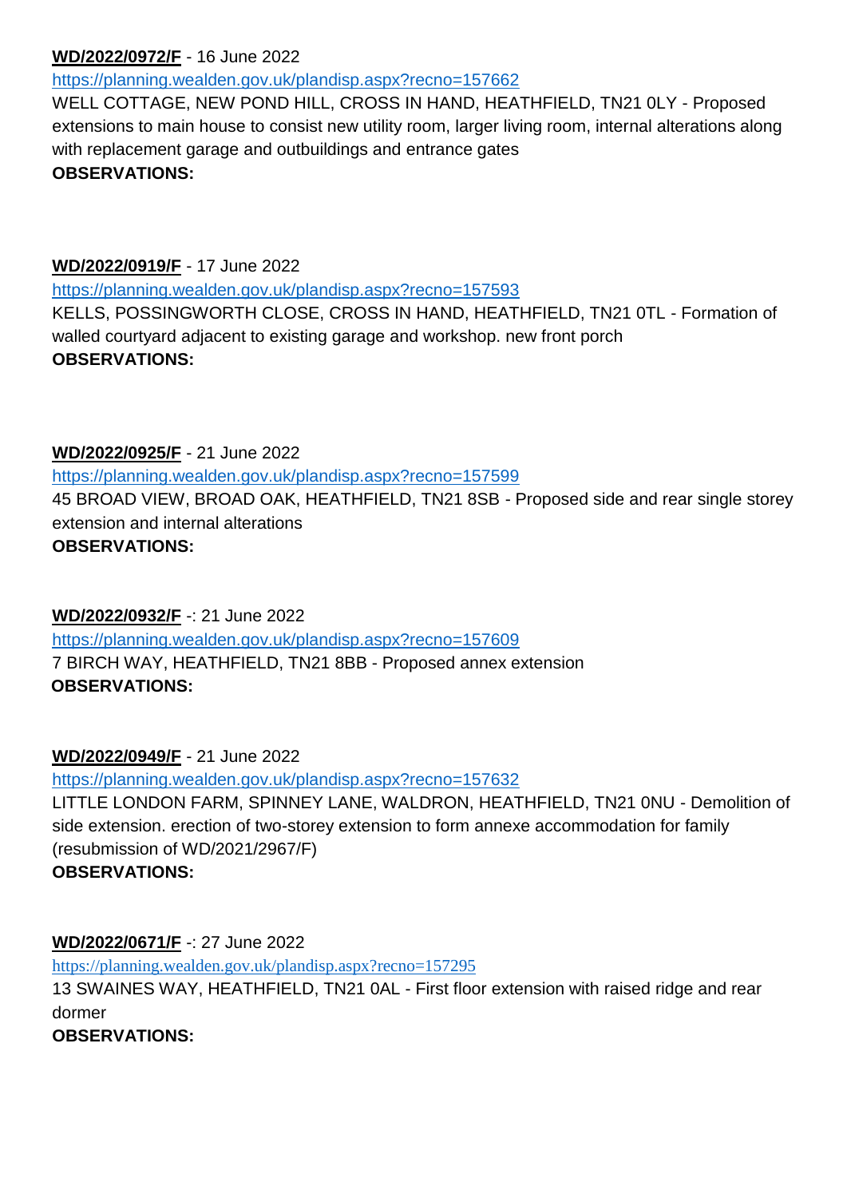**WD/2022/0972/F** - 16 June 2022

https://planning.wealden.gov.uk/plandisp.aspx?recno=157662

WELL COTTAGE, NEW POND HILL, CROSS IN HAND, HEATHFIELD, TN21 0LY - Proposed extensions to main house to consist new utility room, larger living room, internal alterations along with replacement garage and outbuildings and entrance gates

**OBSERVATIONS:**

**WD/2022/0919/F** - 17 June 2022

https://planning.wealden.gov.uk/plandisp.aspx?recno=157593

KELLS, POSSINGWORTH CLOSE, CROSS IN HAND, HEATHFIELD, TN21 0TL - Formation of walled courtyard adjacent to existing garage and workshop. new front porch

**OBSERVATIONS:**

**WD/2022/0925/F** - 21 June 2022

https://planning.wealden.gov.uk/plandisp.aspx?recno=157599

45 BROAD VIEW, BROAD OAK, HEATHFIELD, TN21 8SB - Proposed side and rear single storey extension and internal alterations

**OBSERVATIONS:**

**WD/2022/0932/F** -: 21 June 2022

https://planning.wealden.gov.uk/plandisp.aspx?recno=157609

7 BIRCH WAY, HEATHFIELD, TN21 8BB - Proposed annex extension

**OBSERVATIONS:**

**WD/2022/0949/F** - 21 June 2022

https://planning.wealden.gov.uk/plandisp.aspx?recno=157632

LITTLE LONDON FARM, SPINNEY LANE, WALDRON, HEATHFIELD, TN21 0NU - Demolition of side extension. erection of two-storey extension to form annexe accommodation for family (resubmission of WD/2021/2967/F)

**OBSERVATIONS:**

**WD/2022/0671/F** -: 27 June 2022

https://planning.wealden.gov.uk/plandisp.aspx?recno=157295

13 SWAINES WAY, HEATHFIELD, TN21 0AL - First floor extension with raised ridge and rear dormer

**OBSERVATIONS:**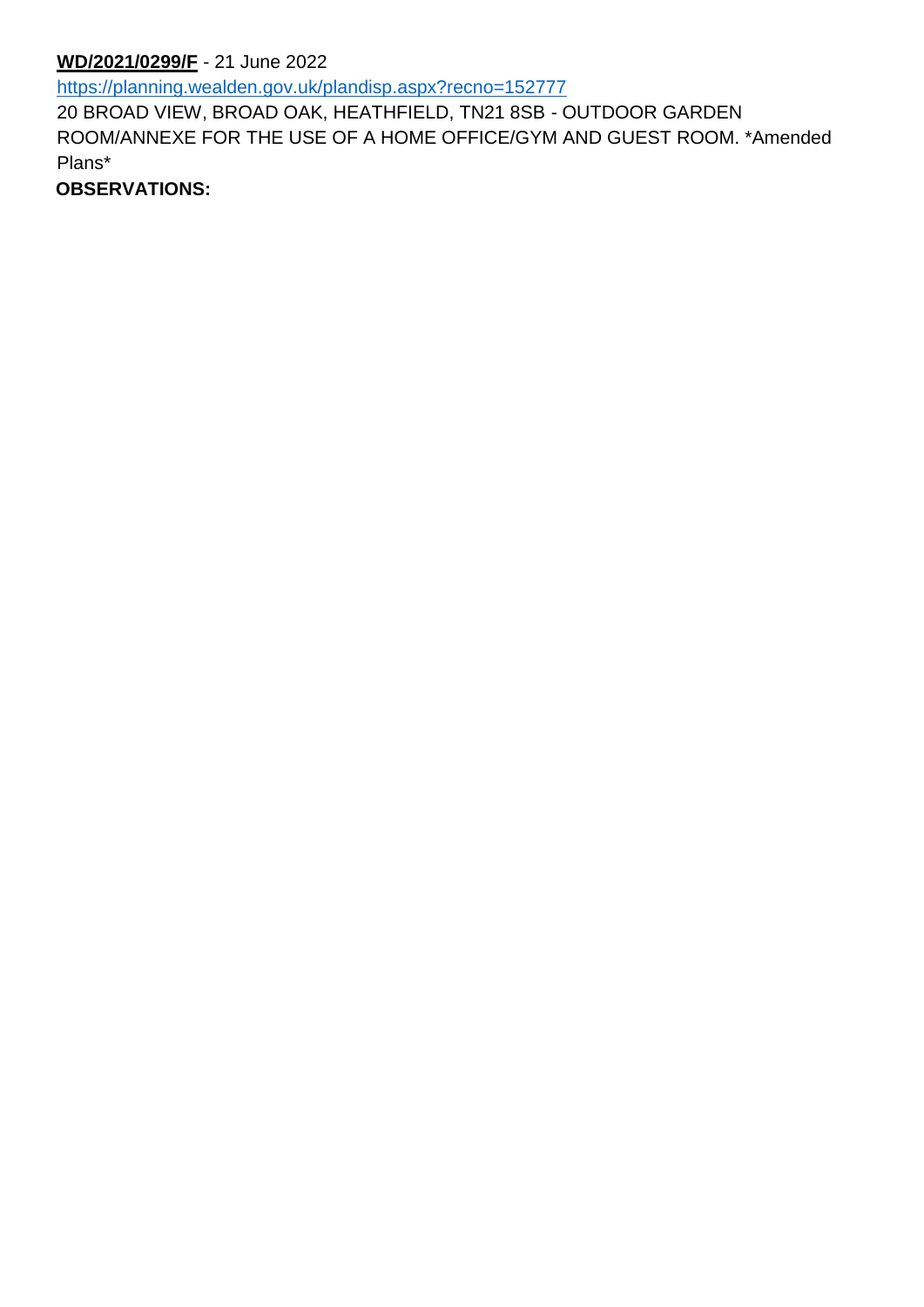**WD/2021/0299/F** - 21 June 2022

https://planning.wealden.gov.uk/plandisp.aspx?recno=152777

20 BROAD VIEW, BROAD OAK, HEATHFIELD, TN21 8SB - OUTDOOR GARDEN ROOM/ANNEXE FOR THE USE OF A HOME OFFICE/GYM AND GUEST ROOM. *Amended Plans*

**OBSERVATIONS:**